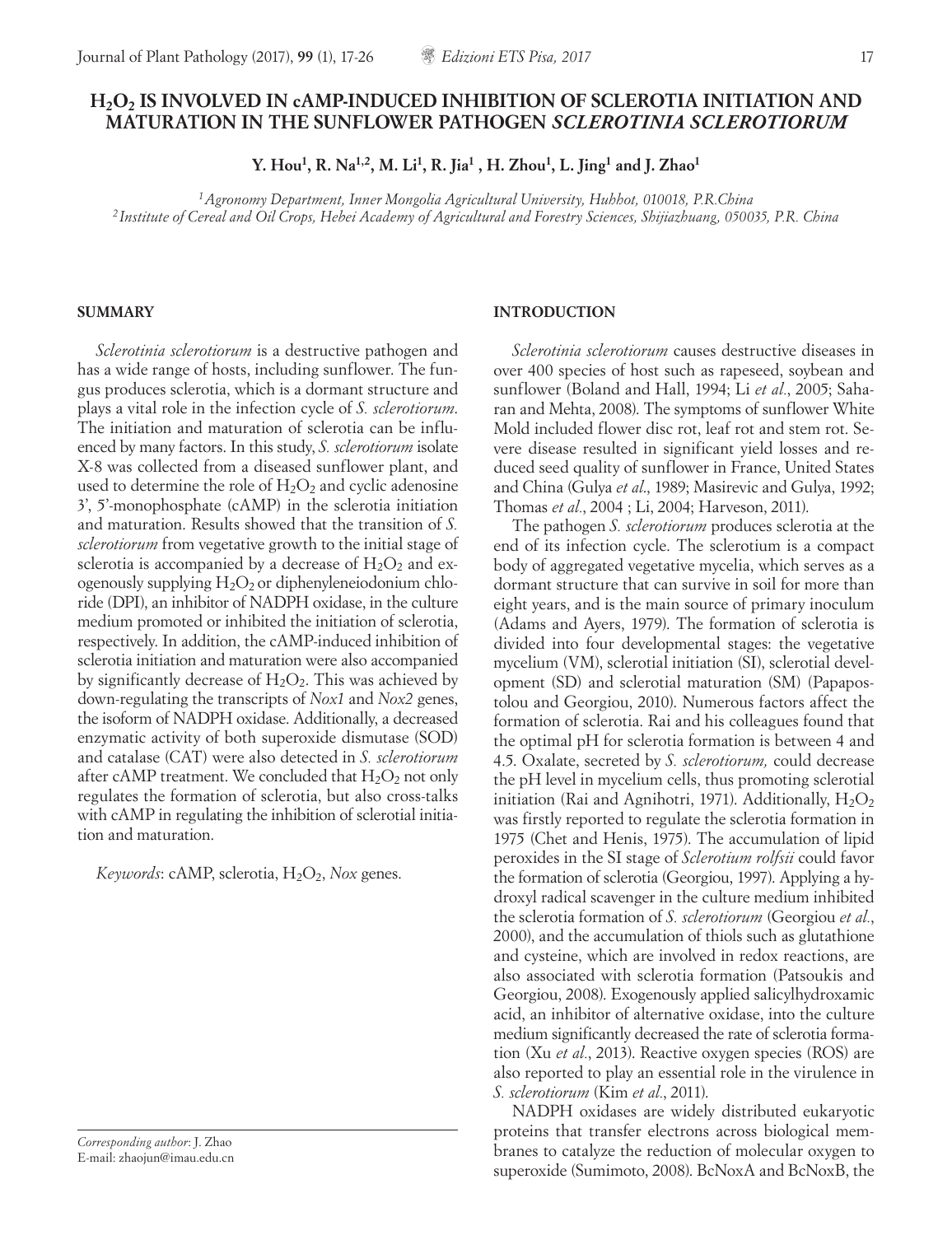# $H_2O_2$ IS INVOLVED IN cAMP-INDUCED INHIBITION OF SCLEROTIA INITIATION AND MATURATION IN THE SUNFLOWER PATHOGEN *SCLEROTINIA SCLEROTIORUM*

**Y. Hou[1], R. Na[1,2], M. Li[1], R. Jia[1], H. Zhou[1], L. Jing[1] and J. Zhao[1]**

[1] *Agronomy Department, Inner Mongolia Agricultural University, Huhhot, 010018, P.R.China*
[2] *Institute of Cereal and Oil Crops, Hebei Academy of Agricultural and Forestry Sciences, Shijiazhuang, 050035, P.R. China*

## SUMMARY

*Sclerotinia sclerotiorum* is a destructive pathogen and has a wide range of hosts, including sunflower. The fungus produces sclerotia, which is a dormant structure and plays a vital role in the infection cycle of *S. sclerotiorum*. The initiation and maturation of sclerotia can be influenced by many factors. In this study, *S. sclerotiorum* isolate X-8 was collected from a diseased sunflower plant, and used to determine the role of $H_2O_2$ and cyclic adenosine 3', 5'-monophosphate (cAMP) in the sclerotia initiation and maturation. Results showed that the transition of *S. sclerotiorum* from vegetative growth to the initial stage of sclerotia is accompanied by a decrease of $H_2O_2$ and exogenously supplying $H_2O_2$ or diphenyleneiodonium chloride (DPI), an inhibitor of NADPH oxidase, in the culture medium promoted or inhibited the initiation of sclerotia, respectively. In addition, the cAMP-induced inhibition of sclerotia initiation and maturation were also accompanied by significantly decrease of $H_2O_2$. This was achieved by down-regulating the transcripts of *Nox1* and *Nox2* genes, the isoform of NADPH oxidase. Additionally, a decreased enzymatic activity of both superoxide dismutase (SOD) and catalase (CAT) were also detected in *S. sclerotiorum* after cAMP treatment. We concluded that $H_2O_2$ not only regulates the formation of sclerotia, but also cross-talks with cAMP in regulating the inhibition of sclerotial initiation and maturation.

*Keywords*: cAMP, sclerotia, $H_2O_2$, *Nox* genes.

*Corresponding author*: J. Zhao
E-mail: zhaojun@imau.edu.cn

## INTRODUCTION

*Sclerotinia sclerotiorum* causes destructive diseases in over 400 species of host such as rapeseed, soybean and sunflower (Boland and Hall, 1994; Li *et al*., 2005; Saharan and Mehta, 2008). The symptoms of sunflower White Mold included flower disc rot, leaf rot and stem rot. Severe disease resulted in significant yield losses and reduced seed quality of sunflower in France, United States and China (Gulya *et al*., 1989; Masirevic and Gulya, 1992; Thomas *et al*., 2004 ; Li, 2004; Harveson, 2011).

The pathogen *S. sclerotiorum* produces sclerotia at the end of its infection cycle. The sclerotium is a compact body of aggregated vegetative mycelia, which serves as a dormant structure that can survive in soil for more than eight years, and is the main source of primary inoculum (Adams and Ayers, 1979). The formation of sclerotia is divided into four developmental stages: the vegetative mycelium (VM), sclerotial initiation (SI), sclerotial development (SD) and sclerotial maturation (SM) (Papapostolou and Georgiou, 2010). Numerous factors affect the formation of sclerotia. Rai and his colleagues found that the optimal pH for sclerotia formation is between 4 and 4.5. Oxalate, secreted by *S. sclerotiorum,* could decrease the pH level in mycelium cells, thus promoting sclerotial initiation (Rai and Agnihotri, 1971). Additionally, $H_2O_2$ was firstly reported to regulate the sclerotia formation in 1975 (Chet and Henis, 1975). The accumulation of lipid peroxides in the SI stage of *Sclerotium rolfsii* could favor the formation of sclerotia (Georgiou, 1997). Applying a hydroxyl radical scavenger in the culture medium inhibited the sclerotia formation of *S. sclerotiorum* (Georgiou *et al*., 2000), and the accumulation of thiols such as glutathione and cysteine, which are involved in redox reactions, are also associated with sclerotia formation (Patsoukis and Georgiou, 2008). Exogenously applied salicylhydroxamic acid, an inhibitor of alternative oxidase, into the culture medium significantly decreased the rate of sclerotia formation (Xu *et al*., 2013). Reactive oxygen species (ROS) are also reported to play an essential role in the virulence in *S. sclerotiorum* (Kim *et al*., 2011).

NADPH oxidases are widely distributed eukaryotic proteins that transfer electrons across biological membranes to catalyze the reduction of molecular oxygen to superoxide (Sumimoto, 2008). BcNoxA and BcNoxB, the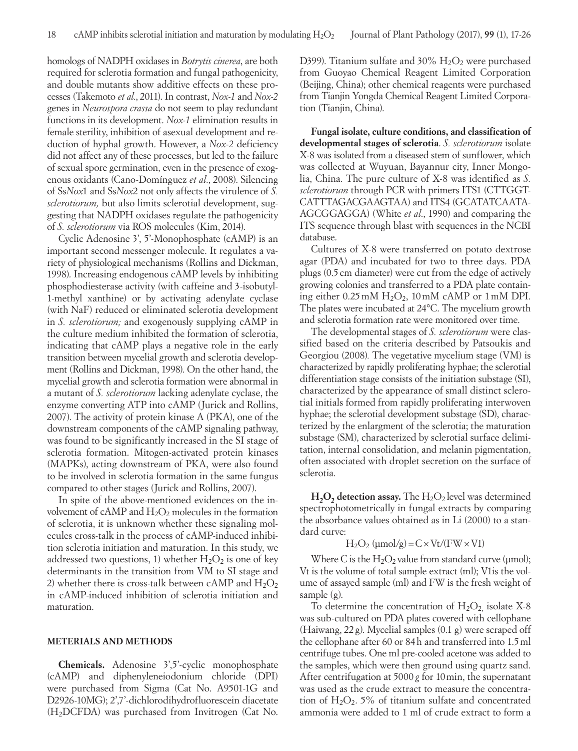homologs of NADPH oxidases in *Botrytis cinerea*, are both required for sclerotia formation and fungal pathogenicity, and double mutants show additive effects on these processes (Takemoto *et al*., 2011). In contrast, *Nox-1* and *Nox-2* genes in *Neurospora crassa* do not seem to play redundant functions in its development. *Nox-1* elimination results in female sterility, inhibition of asexual development and reduction of hyphal growth. However, a *Nox-2* deficiency did not affect any of these processes, but led to the failure of sexual spore germination, even in the presence of exogenous oxidants (Cano-Domínguez *et al*., 2008). Silencing of Ss*Nox*1 and Ss*Nox*2 not only affects the virulence of *S. sclerotiorum,* but also limits sclerotial development, suggesting that NADPH oxidases regulate the pathogenicity of *S. sclerotiorum* via ROS molecules (Kim, 2014).

Cyclic Adenosine 3', 5'-Monophosphate (cAMP) is an important second messenger molecule. It regulates a variety of physiological mechanisms (Rollins and Dickman, 1998). Increasing endogenous cAMP levels by inhibiting phosphodiesterase activity (with caffeine and 3-isobutyl-1-methyl xanthine) or by activating adenylate cyclase (with NaF) reduced or eliminated sclerotia development in *S. sclerotiorum;* and exogenously supplying cAMP in the culture medium inhibited the formation of sclerotia, indicating that cAMP plays a negative role in the early transition between mycelial growth and sclerotia development (Rollins and Dickman, 1998). On the other hand, the mycelial growth and sclerotia formation were abnormal in a mutant of *S. sclerotiorum* lacking adenylate cyclase, the enzyme converting ATP into cAMP (Jurick and Rollins, 2007). The activity of protein kinase A (PKA), one of the downstream components of the cAMP signaling pathway, was found to be significantly increased in the SI stage of sclerotia formation. Mitogen-activated protein kinases (MAPKs), acting downstream of PKA, were also found to be involved in sclerotia formation in the same fungus compared to other stages (Jurick and Rollins, 2007).

In spite of the above-mentioned evidences on the involvement of cAMP and $H_2O_2$ molecules in the formation of sclerotia, it is unknown whether these signaling molecules cross-talk in the process of cAMP-induced inhibition sclerotia initiation and maturation. In this study, we addressed two questions, 1) whether $H_2O_2$ is one of key determinants in the transition from VM to SI stage and 2) whether there is cross-talk between cAMP and $H_2O_2$ in cAMP-induced inhibition of sclerotia initiation and maturation.

## METERIALS AND METHODS

**Chemicals.** Adenosine 3',5'-cyclic monophosphate (cAMP) and diphenyleneiodonium chloride (DPI) were purchased from Sigma (Cat No. A9501-1G and D2926-10MG); 2',7'-dichlorodihydrofluorescein diacetate ($H_2$DCFDA) was purchased from Invitrogen (Cat No. D399). Titanium sulfate and 30% $H_2O_2$ were purchased from Guoyao Chemical Reagent Limited Corporation (Beijing, China); other chemical reagents were purchased from Tianjin Yongda Chemical Reagent Limited Corporation (Tianjin, China).

**Fungal isolate, culture conditions, and classification of developmental stages of sclerotia**. *S. sclerotiorum* isolate X-8 was isolated from a diseased stem of sunflower, which was collected at Wuyuan, Bayannur city, Inner Mongolia, China. The pure culture of X-8 was identified as *S. sclerotiorum* through PCR with primers ITS1 (CTTGGTCATTTAGACGAAGTAA) and ITS4 (GCATATCAATAAGCGGAGGA) (White *et al*., 1990) and comparing the ITS sequence through blast with sequences in the NCBI database.

Cultures of X-8 were transferred on potato dextrose agar (PDA) and incubated for two to three days. PDA plugs (0.5 cm diameter) were cut from the edge of actively growing colonies and transferred to a PDA plate containing either 0.25 mM $H_2O_2$, 10 mM cAMP or 1 mM DPI. The plates were incubated at 24°C. The mycelium growth and sclerotia formation rate were monitored over time.

The developmental stages of *S. sclerotiorum* were classified based on the criteria described by Patsoukis and Georgiou (2008). The vegetative mycelium stage (VM) is characterized by rapidly proliferating hyphae; the sclerotial differentiation stage consists of the initiation substage (SI), characterized by the appearance of small distinct sclerotial initials formed from rapidly proliferating interwoven hyphae; the sclerotial development substage (SD), characterized by the enlargment of the sclerotia; the maturation substage (SM), characterized by sclerotial surface delimitation, internal consolidation, and melanin pigmentation, often associated with droplet secretion on the surface of sclerotia.

**$H_2O_2$ detection assay.** The $H_2O_2$ level was determined spectrophotometrically in fungal extracts by comparing the absorbance values obtained as in Li (2000) to a standard curve:

$$H_2O_2\ (\mu mol/g) = C \times Vt/(FW \times V1)$$

Where C is the $H_2O_2$ value from standard curve (μmol); Vt is the volume of total sample extract (ml); V1is the volume of assayed sample (ml) and FW is the fresh weight of sample (g).

To determine the concentration of $H_2O_2$, isolate X-8 was sub-cultured on PDA plates covered with cellophane (Haiwang, 22 g). Mycelial samples (0.1 g) were scraped off the cellophane after 60 or 84 h and transferred into 1.5 ml centrifuge tubes. One ml pre-cooled acetone was added to the samples, which were then ground using quartz sand. After centrifugation at 5000 *g* for 10 min, the supernatant was used as the crude extract to measure the concentration of $H_2O_2$. 5% of titanium sulfate and concentrated ammonia were added to 1 ml of crude extract to form a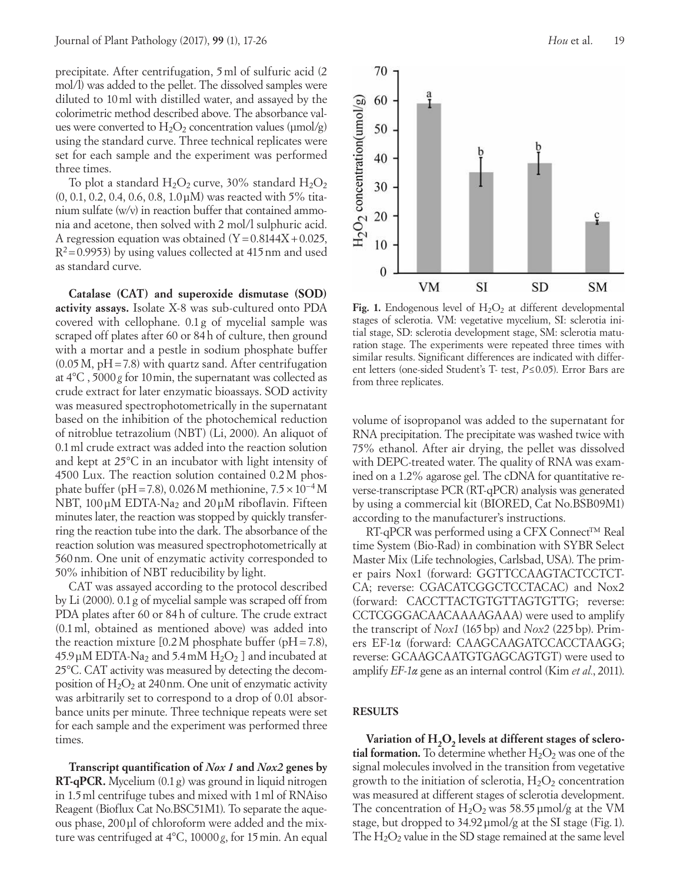precipitate. After centrifugation, 5 ml of sulfuric acid (2 mol/l) was added to the pellet. The dissolved samples were diluted to 10 ml with distilled water, and assayed by the colorimetric method described above. The absorbance values were converted to $H_2O_2$ concentration values (μmol/g) using the standard curve. Three technical replicates were set for each sample and the experiment was performed three times.

To plot a standard $H_2O_2$ curve, 30% standard $H_2O_2$ (0, 0.1, 0.2, 0.4, 0.6, 0.8, 1.0 μM) was reacted with 5% titanium sulfate (w/v) in reaction buffer that contained ammonia and acetone, then solved with 2 mol/l sulphuric acid. A regression equation was obtained ($Y = 0.8144X + 0.025$, $R^2 = 0.9953$) by using values collected at 415 nm and used as standard curve.

**Catalase (CAT) and superoxide dismutase (SOD) activity assays.** Isolate X-8 was sub-cultured onto PDA covered with cellophane. 0.1 g of mycelial sample was scraped off plates after 60 or 84 h of culture, then ground with a mortar and a pestle in sodium phosphate buffer (0.05 M, pH = 7.8) with quartz sand. After centrifugation at 4°C , 5000 *g* for 10 min, the supernatant was collected as crude extract for later enzymatic bioassays. SOD activity was measured spectrophotometrically in the supernatant based on the inhibition of the photochemical reduction of nitroblue tetrazolium (NBT) (Li, 2000). An aliquot of 0.1 ml crude extract was added into the reaction solution and kept at 25°C in an incubator with light intensity of 4500 Lux. The reaction solution contained 0.2 M phosphate buffer (pH = 7.8), 0.026 M methionine, $7.5 \times 10^{-4}$ M NBT, 100 μM EDTA-$Na_2$ and 20 μM riboflavin. Fifteen minutes later, the reaction was stopped by quickly transferring the reaction tube into the dark. The absorbance of the reaction solution was measured spectrophotometrically at 560 nm. One unit of enzymatic activity corresponded to 50% inhibition of NBT reducibility by light.

CAT was assayed according to the protocol described by Li (2000). 0.1 g of mycelial sample was scraped off from PDA plates after 60 or 84 h of culture. The crude extract (0.1 ml, obtained as mentioned above) was added into the reaction mixture [0.2 M phosphate buffer (pH = 7.8), 45.9 μM EDTA-$Na_2$ and 5.4 mM $H_2O_2$ ] and incubated at 25°C. CAT activity was measured by detecting the decomposition of $H_2O_2$ at 240 nm. One unit of enzymatic activity was arbitrarily set to correspond to a drop of 0.01 absorbance units per minute. Three technique repeats were set for each sample and the experiment was performed three times.

**Transcript quantification of *Nox 1* and *Nox2* genes by RT-qPCR.** Mycelium (0.1 g) was ground in liquid nitrogen in 1.5 ml centrifuge tubes and mixed with 1 ml of RNAiso Reagent (Bioflux Cat No.BSC51M1). To separate the aqueous phase, 200 μl of chloroform were added and the mixture was centrifuged at 4°C, 10000 *g*, for 15 min. An equal volume of isopropanol was added to the supernatant for RNA precipitation. The precipitate was washed twice with 75% ethanol. After air drying, the pellet was dissolved with DEPC-treated water. The quality of RNA was examined on a 1.2% agarose gel. The cDNA for quantitative reverse-transcriptase PCR (RT-qPCR) analysis was generated by using a commercial kit (BIORED, Cat No.BSB09M1) according to the manufacturer's instructions.

RT-qPCR was performed using a CFX Connect™ Real time System (Bio-Rad) in combination with SYBR Select Master Mix (Life technologies, Carlsbad, USA). The primer pairs Nox1 (forward: GGTTCCAAGTACTCCTCTCA; reverse: CGACATCGGCTCCTACAC) and Nox2 (forward: CACCTTACTGTGTTAGTGTTG; reverse: CCTCGGGACAACAAAAGAAA) were used to amplify the transcript of *Nox1* (165 bp) and *Nox2* (225 bp). Primers EF-1α (forward: CAAGCAAGATCCACCTAAGG; reverse: GCAAGCAATGTGAGCAGTGT) were used to amplify *EF-1α* gene as an internal control (Kim *et al.*, 2011).

**Fig. 1.** Endogenous level of $H_2O_2$ at different developmental stages of sclerotia. VM: vegetative mycelium, SI: sclerotia initial stage, SD: sclerotia development stage, SM: sclerotia maturation stage. The experiments were repeated three times with similar results. Significant differences are indicated with different letters (one-sided Student's T- test, $P \leq 0.05$). Error Bars are from three replicates.

## RESULTS

**Variation of $H_2O_2$ levels at different stages of sclerotial formation.** To determine whether $H_2O_2$ was one of the signal molecules involved in the transition from vegetative growth to the initiation of sclerotia, $H_2O_2$ concentration was measured at different stages of sclerotia development. The concentration of $H_2O_2$ was 58.55 μmol/g at the VM stage, but dropped to 34.92 μmol/g at the SI stage (Fig. 1). The $H_2O_2$ value in the SD stage remained at the same level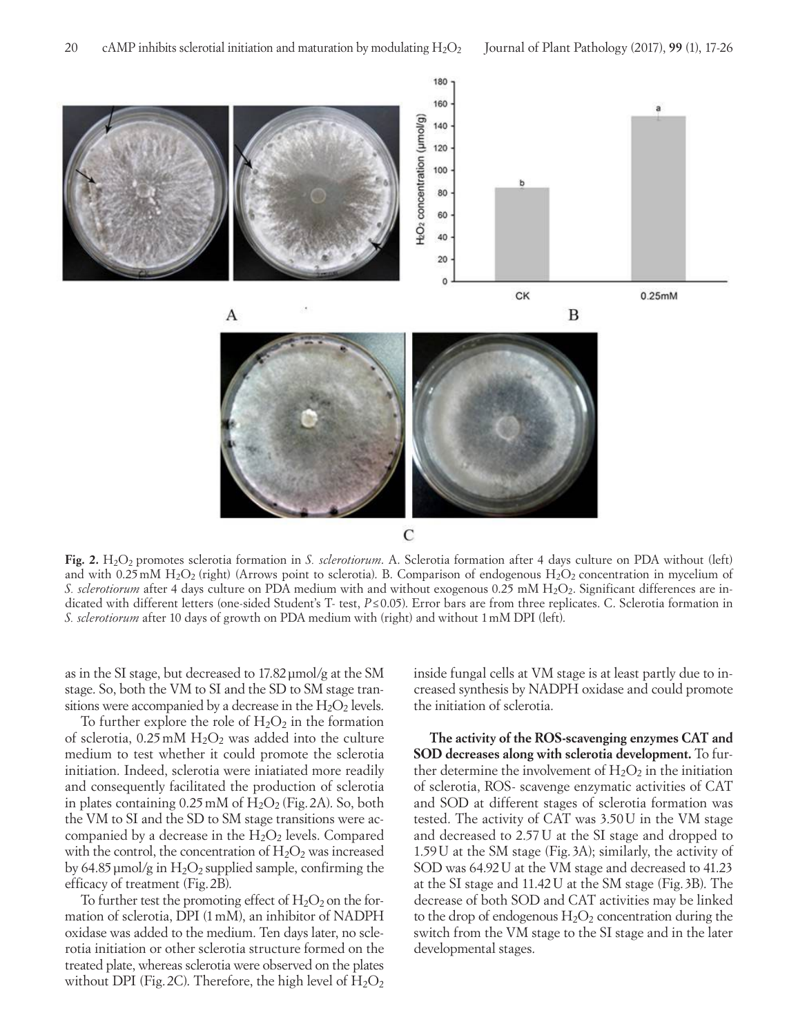**Fig. 2.** $H_2O_2$ promotes sclerotia formation in *S. sclerotiorum*. A. Sclerotia formation after 4 days culture on PDA without (left) and with 0.25 mM $H_2O_2$ (right) (Arrows point to sclerotia). B. Comparison of endogenous $H_2O_2$ concentration in mycelium of *S. sclerotiorum* after 4 days culture on PDA medium with and without exogenous 0.25 mM $H_2O_2$. Significant differences are indicated with different letters (one-sided Student's T- test, $P \leq 0.05$). Error bars are from three replicates. C. Sclerotia formation in *S. sclerotiorum* after 10 days of growth on PDA medium with (right) and without 1 mM DPI (left).

as in the SI stage, but decreased to 17.82 µmol/g at the SM stage. So, both the VM to SI and the SD to SM stage transitions were accompanied by a decrease in the $H_2O_2$ levels.

To further explore the role of $H_2O_2$ in the formation of sclerotia, 0.25 mM $H_2O_2$ was added into the culture medium to test whether it could promote the sclerotia initiation. Indeed, sclerotia were iniatiated more readily and consequently facilitated the production of sclerotia in plates containing 0.25 mM of $H_2O_2$ (Fig. 2A). So, both the VM to SI and the SD to SM stage transitions were accompanied by a decrease in the $H_2O_2$ levels. Compared with the control, the concentration of $H_2O_2$ was increased by 64.85 µmol/g in $H_2O_2$ supplied sample, confirming the efficacy of treatment (Fig. 2B).

To further test the promoting effect of $H_2O_2$ on the formation of sclerotia, DPI (1 mM), an inhibitor of NADPH oxidase was added to the medium. Ten days later, no sclerotia initiation or other sclerotia structure formed on the treated plate, whereas sclerotia were observed on the plates without DPI (Fig. 2C). Therefore, the high level of $H_2O_2$ inside fungal cells at VM stage is at least partly due to increased synthesis by NADPH oxidase and could promote the initiation of sclerotia.

**The activity of the ROS-scavenging enzymes CAT and SOD decreases along with sclerotia development.** To further determine the involvement of $H_2O_2$ in the initiation of sclerotia, ROS- scavenge enzymatic activities of CAT and SOD at different stages of sclerotia formation was tested. The activity of CAT was 3.50 U in the VM stage and decreased to 2.57 U at the SI stage and dropped to 1.59 U at the SM stage (Fig. 3A); similarly, the activity of SOD was 64.92 U at the VM stage and decreased to 41.23 at the SI stage and 11.42 U at the SM stage (Fig. 3B). The decrease of both SOD and CAT activities may be linked to the drop of endogenous $H_2O_2$ concentration during the switch from the VM stage to the SI stage and in the later developmental stages.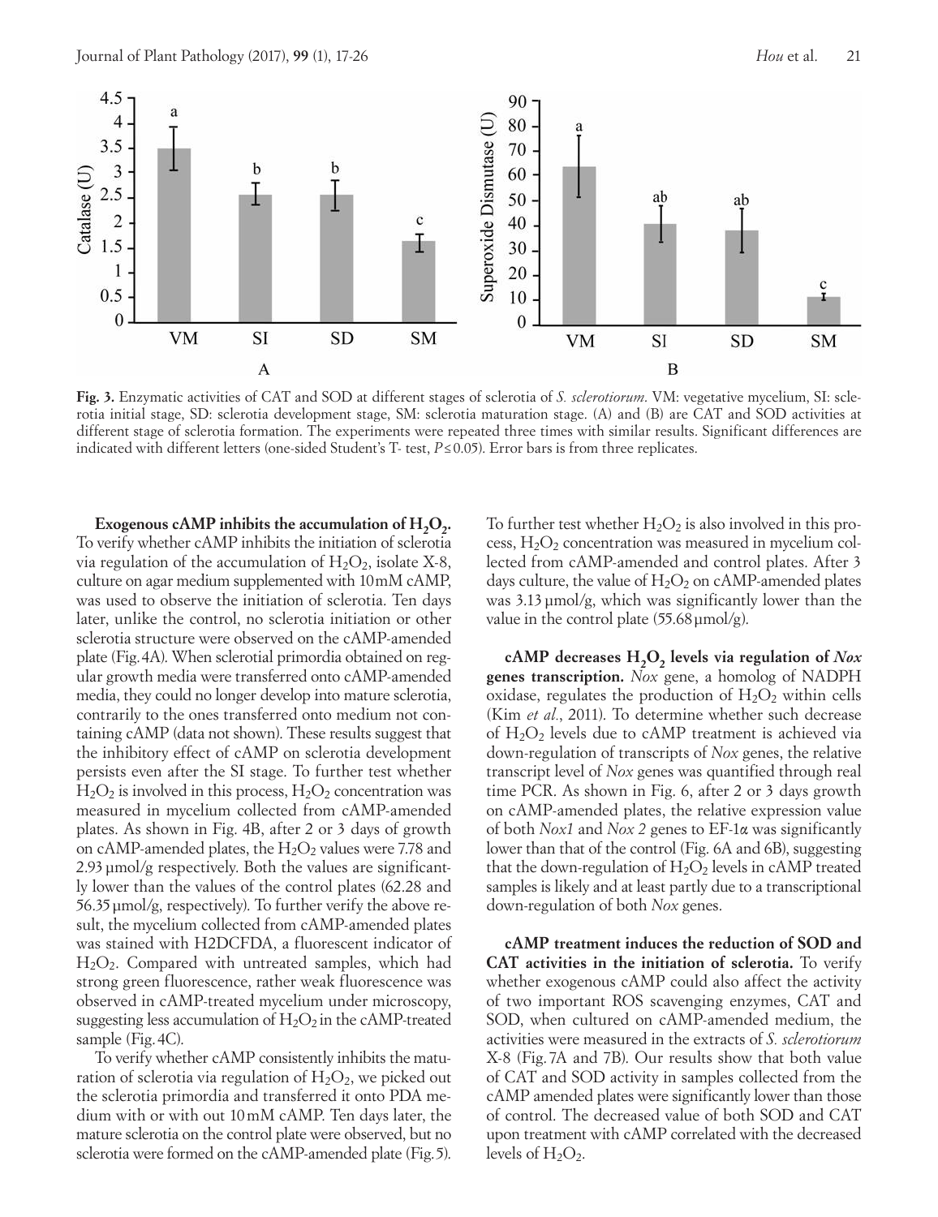**Fig. 3.** Enzymatic activities of CAT and SOD at different stages of sclerotia of *S. sclerotiorum*. VM: vegetative mycelium, SI: sclerotia initial stage, SD: sclerotia development stage, SM: sclerotia maturation stage. (A) and (B) are CAT and SOD activities at different stage of sclerotia formation. The experiments were repeated three times with similar results. Significant differences are indicated with different letters (one-sided Student's T- test, $P \leq 0.05$). Error bars is from three replicates.

**Exogenous cAMP inhibits the accumulation of $H_2O_2$.** To verify whether cAMP inhibits the initiation of sclerotia via regulation of the accumulation of $H_2O_2$, isolate X-8, culture on agar medium supplemented with 10 mM cAMP, was used to observe the initiation of sclerotia. Ten days later, unlike the control, no sclerotia initiation or other sclerotia structure were observed on the cAMP-amended plate (Fig. 4A). When sclerotial primordia obtained on regular growth media were transferred onto cAMP-amended media, they could no longer develop into mature sclerotia, contrarily to the ones transferred onto medium not containing cAMP (data not shown). These results suggest that the inhibitory effect of cAMP on sclerotia development persists even after the SI stage. To further test whether $H_2O_2$ is involved in this process, $H_2O_2$ concentration was measured in mycelium collected from cAMP-amended plates. As shown in Fig. 4B, after 2 or 3 days of growth on cAMP-amended plates, the $H_2O_2$ values were 7.78 and 2.93 µmol/g respectively. Both the values are significantly lower than the values of the control plates (62.28 and 56.35 µmol/g, respectively). To further verify the above result, the mycelium collected from cAMP-amended plates was stained with H2DCFDA, a fluorescent indicator of $H_2O_2$. Compared with untreated samples, which had strong green fluorescence, rather weak fluorescence was observed in cAMP-treated mycelium under microscopy, suggesting less accumulation of $H_2O_2$ in the cAMP-treated sample (Fig. 4C).

To verify whether cAMP consistently inhibits the maturation of sclerotia via regulation of $H_2O_2$, we picked out the sclerotia primordia and transferred it onto PDA medium with or with out 10 mM cAMP. Ten days later, the mature sclerotia on the control plate were observed, but no sclerotia were formed on the cAMP-amended plate (Fig. 5). To further test whether $H_2O_2$ is also involved in this process, $H_2O_2$ concentration was measured in mycelium collected from cAMP-amended and control plates. After 3 days culture, the value of $H_2O_2$ on cAMP-amended plates was 3.13 µmol/g, which was significantly lower than the value in the control plate (55.68 µmol/g).

**cAMP decreases $H_2O_2$ levels via regulation of *Nox* genes transcription.** *Nox* gene, a homolog of NADPH oxidase, regulates the production of $H_2O_2$ within cells (Kim *et al.*, 2011). To determine whether such decrease of $H_2O_2$ levels due to cAMP treatment is achieved via down-regulation of transcripts of *Nox* genes, the relative transcript level of *Nox* genes was quantified through real time PCR. As shown in Fig. 6, after 2 or 3 days growth on cAMP-amended plates, the relative expression value of both *Nox1* and *Nox 2* genes to EF-1α was significantly lower than that of the control (Fig. 6A and 6B), suggesting that the down-regulation of $H_2O_2$ levels in cAMP treated samples is likely and at least partly due to a transcriptional down-regulation of both *Nox* genes.

**cAMP treatment induces the reduction of SOD and CAT activities in the initiation of sclerotia.** To verify whether exogenous cAMP could also affect the activity of two important ROS scavenging enzymes, CAT and SOD, when cultured on cAMP-amended medium, the activities were measured in the extracts of *S. sclerotiorum* X-8 (Fig. 7A and 7B). Our results show that both value of CAT and SOD activity in samples collected from the cAMP amended plates were significantly lower than those of control. The decreased value of both SOD and CAT upon treatment with cAMP correlated with the decreased levels of $H_2O_2$.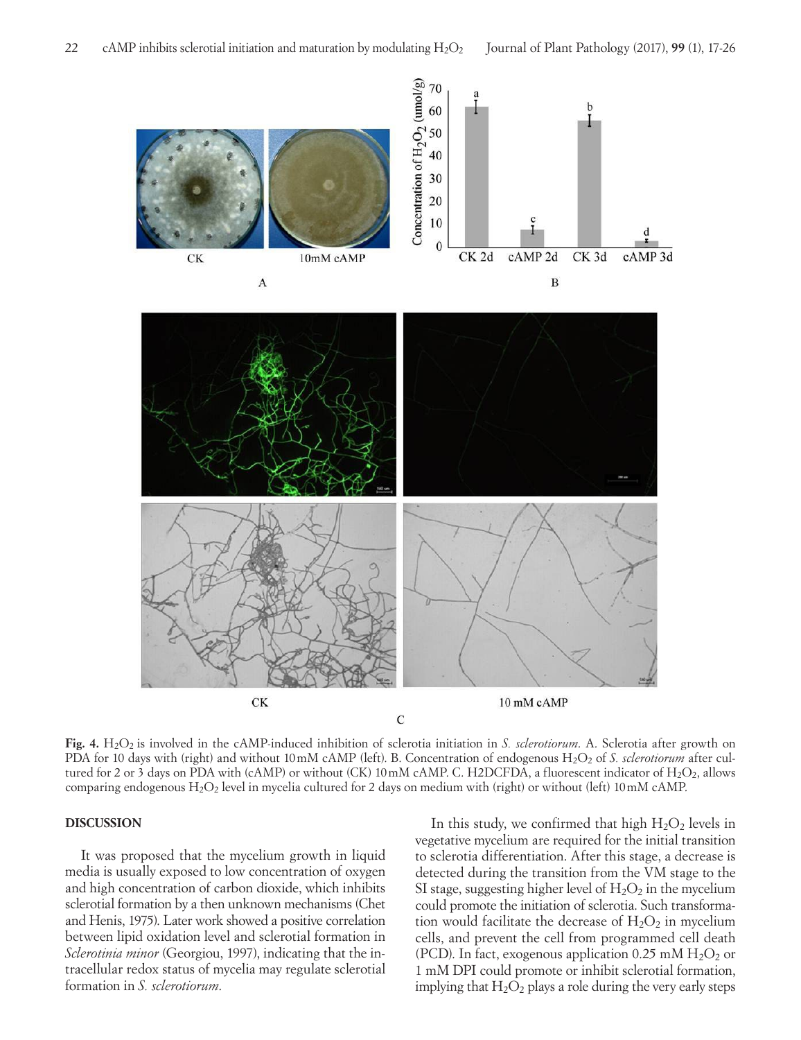**Fig. 4.** $H_2O_2$ is involved in the cAMP-induced inhibition of sclerotia initiation in *S. sclerotiorum*. A. Sclerotia after growth on PDA for 10 days with (right) and without 10 mM cAMP (left). B. Concentration of endogenous $H_2O_2$ of *S. sclerotiorum* after cultured for 2 or 3 days on PDA with (cAMP) or without (CK) 10 mM cAMP. C. H2DCFDA, a fluorescent indicator of $H_2O_2$, allows comparing endogenous $H_2O_2$ level in mycelia cultured for 2 days on medium with (right) or without (left) 10 mM cAMP.

## DISCUSSION

It was proposed that the mycelium growth in liquid media is usually exposed to low concentration of oxygen and high concentration of carbon dioxide, which inhibits sclerotial formation by a then unknown mechanisms (Chet and Henis, 1975). Later work showed a positive correlation between lipid oxidation level and sclerotial formation in *Sclerotinia minor* (Georgiou, 1997), indicating that the intracellular redox status of mycelia may regulate sclerotial formation in *S. sclerotiorum*.

In this study, we confirmed that high $H_2O_2$ levels in vegetative mycelium are required for the initial transition to sclerotia differentiation. After this stage, a decrease is detected during the transition from the VM stage to the SI stage, suggesting higher level of $H_2O_2$ in the mycelium could promote the initiation of sclerotia. Such transformation would facilitate the decrease of $H_2O_2$ in mycelium cells, and prevent the cell from programmed cell death (PCD). In fact, exogenous application 0.25 mM $H_2O_2$ or 1 mM DPI could promote or inhibit sclerotial formation, implying that $H_2O_2$ plays a role during the very early steps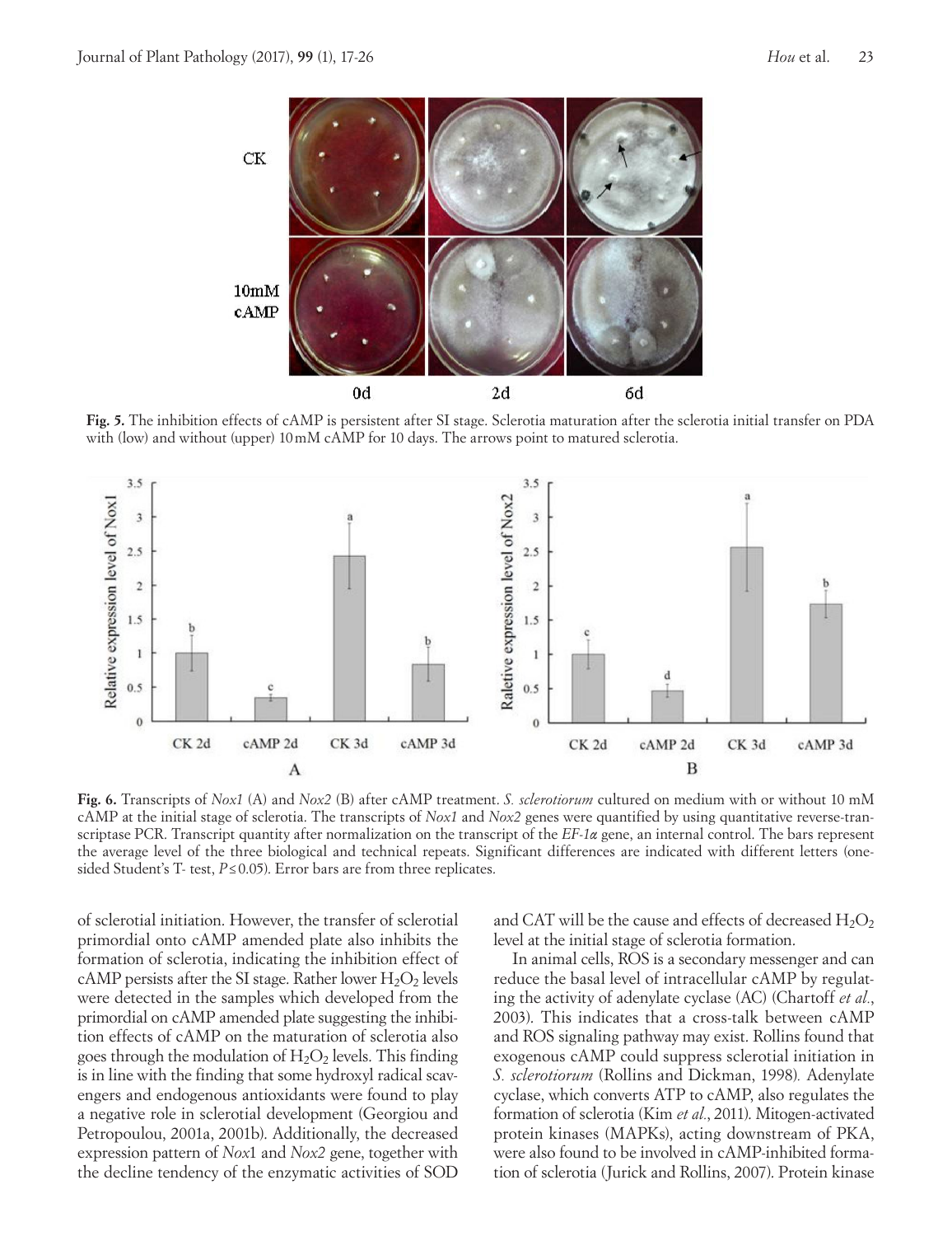**Fig. 5.** The inhibition effects of cAMP is persistent after SI stage. Sclerotia maturation after the sclerotia initial transfer on PDA with (low) and without (upper) 10 mM cAMP for 10 days. The arrows point to matured sclerotia.

**Fig. 6.** Transcripts of *Nox1* (A) and *Nox2* (B) after cAMP treatment. *S. sclerotiorum* cultured on medium with or without 10 mM cAMP at the initial stage of sclerotia. The transcripts of *Nox1* and *Nox2* genes were quantified by using quantitative reverse-transcriptase PCR. Transcript quantity after normalization on the transcript of the *EF-1α* gene, an internal control. The bars represent the average level of the three biological and technical repeats. Significant differences are indicated with different letters (one-sided Student's T- test, $P \leq 0.05$). Error bars are from three replicates.

of sclerotial initiation. However, the transfer of sclerotial primordial onto cAMP amended plate also inhibits the formation of sclerotia, indicating the inhibition effect of cAMP persists after the SI stage. Rather lower $H_2O_2$ levels were detected in the samples which developed from the primordial on cAMP amended plate suggesting the inhibition effects of cAMP on the maturation of sclerotia also goes through the modulation of $H_2O_2$ levels. This finding is in line with the finding that some hydroxyl radical scavengers and endogenous antioxidants were found to play a negative role in sclerotial development (Georgiou and Petropoulou, 2001a, 2001b). Additionally, the decreased expression pattern of *Nox*1 and *Nox2* gene, together with the decline tendency of the enzymatic activities of SOD and CAT will be the cause and effects of decreased $H_2O_2$ level at the initial stage of sclerotia formation.

In animal cells, ROS is a secondary messenger and can reduce the basal level of intracellular cAMP by regulating the activity of adenylate cyclase (AC) (Chartoff *et al.*, 2003). This indicates that a cross-talk between cAMP and ROS signaling pathway may exist. Rollins found that exogenous cAMP could suppress sclerotial initiation in *S. sclerotiorum* (Rollins and Dickman, 1998). Adenylate cyclase, which converts ATP to cAMP, also regulates the formation of sclerotia (Kim *et al.*, 2011). Mitogen-activated protein kinases (MAPKs), acting downstream of PKA, were also found to be involved in cAMP-inhibited formation of sclerotia (Jurick and Rollins, 2007). Protein kinase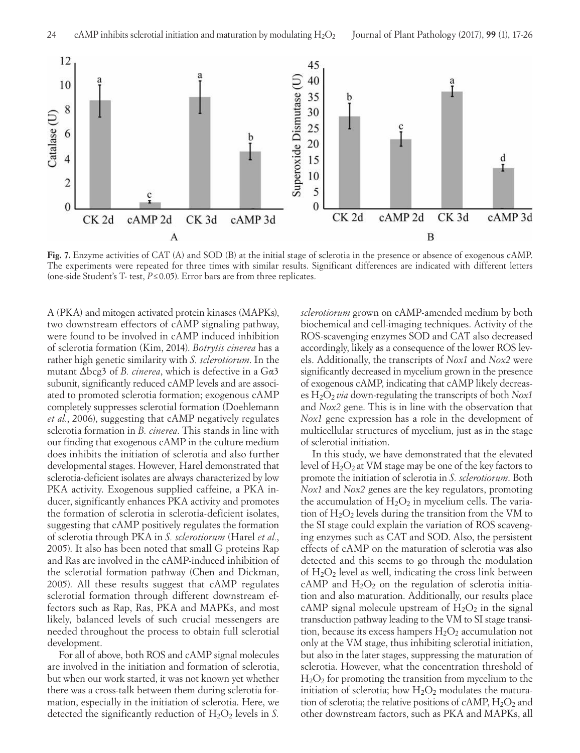**Fig. 7.** Enzyme activities of CAT (A) and SOD (B) at the initial stage of sclerotia in the presence or absence of exogenous cAMP. The experiments were repeated for three times with similar results. Significant differences are indicated with different letters (one-side Student's T- test, $P \leq 0.05$). Error bars are from three replicates.

A (PKA) and mitogen activated protein kinases (MAPKs), two downstream effectors of cAMP signaling pathway, were found to be involved in cAMP induced inhibition of sclerotia formation (Kim, 2014). *Botrytis cinerea* has a rather high genetic similarity with *S. sclerotiorum*. In the mutant Δbcg3 of *B. cinerea*, which is defective in a Gα3 subunit, significantly reduced cAMP levels and are associated to promoted sclerotia formation; exogenous cAMP completely suppresses sclerotial formation (Doehlemann *et al.*, 2006), suggesting that cAMP negatively regulates sclerotia formation in *B. cinerea*. This stands in line with our finding that exogenous cAMP in the culture medium does inhibits the initiation of sclerotia and also further developmental stages. However, Harel demonstrated that sclerotia-deficient isolates are always characterized by low PKA activity. Exogenous supplied caffeine, a PKA inducer, significantly enhances PKA activity and promotes the formation of sclerotia in sclerotia-deficient isolates, suggesting that cAMP positively regulates the formation of sclerotia through PKA in *S. sclerotiorum* (Harel *et al.*, 2005). It also has been noted that small G proteins Rap and Ras are involved in the cAMP-induced inhibition of the sclerotial formation pathway (Chen and Dickman, 2005). All these results suggest that cAMP regulates sclerotial formation through different downstream effectors such as Rap, Ras, PKA and MAPKs, and most likely, balanced levels of such crucial messengers are needed throughout the process to obtain full sclerotial development.

For all of above, both ROS and cAMP signal molecules are involved in the initiation and formation of sclerotia, but when our work started, it was not known yet whether there was a cross-talk between them during sclerotia formation, especially in the initiation of sclerotia. Here, we detected the significantly reduction of $H_2O_2$ levels in *S. sclerotiorum* grown on cAMP-amended medium by both biochemical and cell-imaging techniques. Activity of the ROS-scavenging enzymes SOD and CAT also decreased accordingly, likely as a consequence of the lower ROS levels. Additionally, the transcripts of *Nox1* and *Nox2* were significantly decreased in mycelium grown in the presence of exogenous cAMP, indicating that cAMP likely decreases $H_2O_2$ *via* down-regulating the transcripts of both *Nox1* and *Nox2* gene. This is in line with the observation that *Nox1* gene expression has a role in the development of multicellular structures of mycelium, just as in the stage of sclerotial initiation.

In this study, we have demonstrated that the elevated level of $H_2O_2$ at VM stage may be one of the key factors to promote the initiation of sclerotia in *S. sclerotiorum*. Both *Nox1* and *Nox2* genes are the key regulators, promoting the accumulation of $H_2O_2$ in mycelium cells. The variation of $H_2O_2$ levels during the transition from the VM to the SI stage could explain the variation of ROS scavenging enzymes such as CAT and SOD. Also, the persistent effects of cAMP on the maturation of sclerotia was also detected and this seems to go through the modulation of $H_2O_2$ level as well, indicating the cross link between cAMP and $H_2O_2$ on the regulation of sclerotia initiation and also maturation. Additionally, our results place cAMP signal molecule upstream of $H_2O_2$ in the signal transduction pathway leading to the VM to SI stage transition, because its excess hampers $H_2O_2$ accumulation not only at the VM stage, thus inhibiting sclerotial initiation, but also in the later stages, suppressing the maturation of sclerotia. However, what the concentration threshold of $H_2O_2$ for promoting the transition from mycelium to the initiation of sclerotia; how $H_2O_2$ modulates the maturation of sclerotia; the relative positions of cAMP, $H_2O_2$ and other downstream factors, such as PKA and MAPKs, all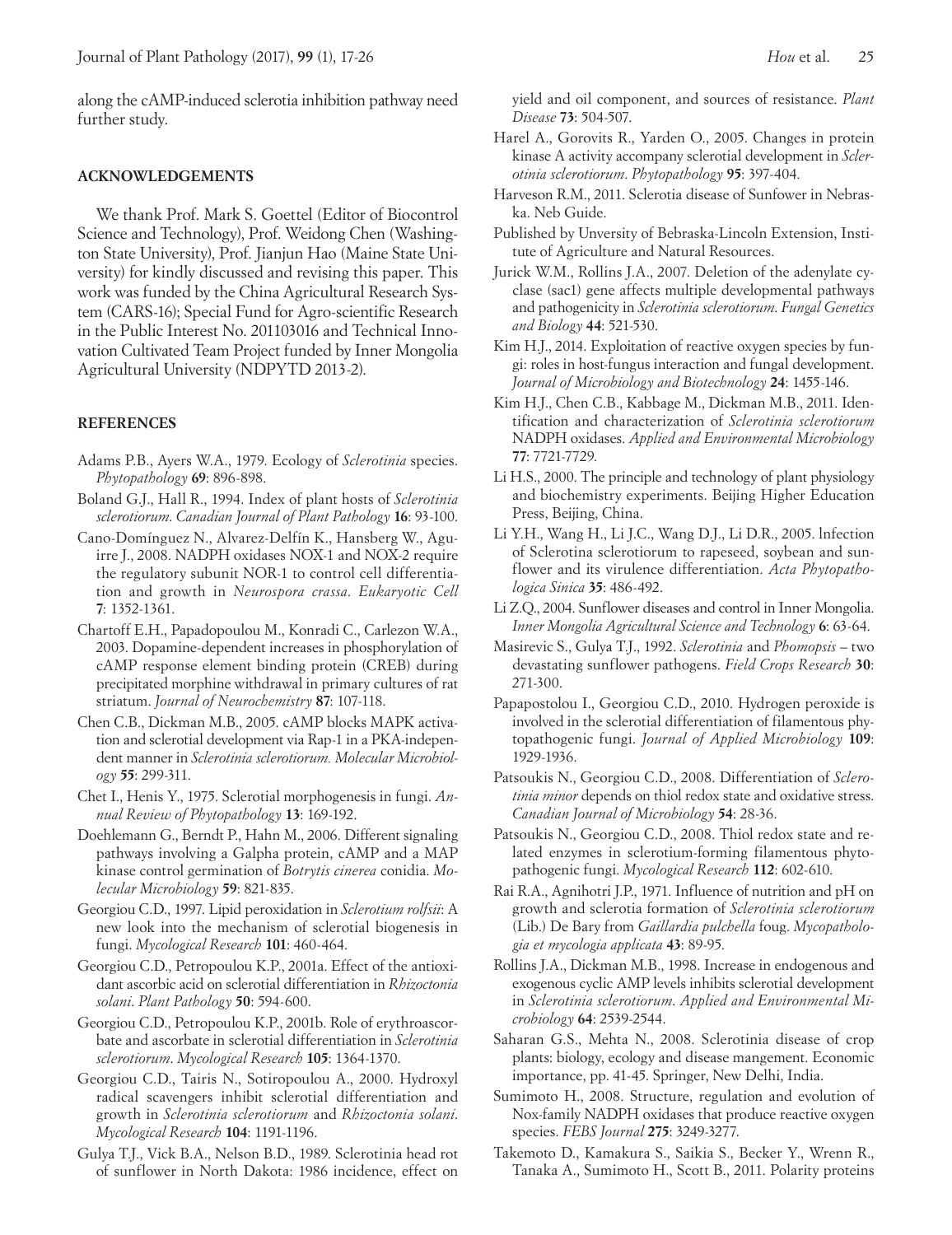along the cAMP-induced sclerotia inhibition pathway need further study.

## ACKNOWLEDGEMENTS

We thank Prof. Mark S. Goettel (Editor of Biocontrol Science and Technology), Prof. Weidong Chen (Washington State University), Prof. Jianjun Hao (Maine State University) for kindly discussed and revising this paper. This work was funded by the China Agricultural Research System (CARS-16); Special Fund for Agro-scientific Research in the Public Interest No. 201103016 and Technical Innovation Cultivated Team Project funded by Inner Mongolia Agricultural University (NDPYTD 2013-2).

## REFERENCES

Adams P.B., Ayers W.A., 1979. Ecology of *Sclerotinia* species. *Phytopathology* **69**: 896-898.

Boland G.J., Hall R., 1994. Index of plant hosts of *Sclerotinia sclerotiorum*. *Canadian Journal of Plant Pathology* **16**: 93-100.

Cano-Domínguez N., Alvarez-Delfín K., Hansberg W., Aguirre J., 2008. NADPH oxidases NOX-1 and NOX-2 require the regulatory subunit NOR-1 to control cell differentiation and growth in *Neurospora crassa*. *Eukaryotic Cell* **7**: 1352-1361.

Chartoff E.H., Papadopoulou M., Konradi C., Carlezon W.A., 2003. Dopamine-dependent increases in phosphorylation of cAMP response element binding protein (CREB) during precipitated morphine withdrawal in primary cultures of rat striatum. *Journal of Neurochemistry* **87**: 107-118.

Chen C.B., Dickman M.B., 2005. cAMP blocks MAPK activation and sclerotial development via Rap-1 in a PKA-independent manner in *Sclerotinia sclerotiorum*. *Molecular Microbiology* **55**: 299-311.

Chet I., Henis Y., 1975. Sclerotial morphogenesis in fungi. *Annual Review of Phytopathology* **13**: 169-192.

Doehlemann G., Berndt P., Hahn M., 2006. Different signaling pathways involving a Galpha protein, cAMP and a MAP kinase control germination of *Botrytis cinerea* conidia. *Molecular Microbiology* **59**: 821-835.

Georgiou C.D., 1997. Lipid peroxidation in *Sclerotium rolfsii*: A new look into the mechanism of sclerotial biogenesis in fungi. *Mycological Research* **101**: 460-464.

Georgiou C.D., Petropoulou K.P., 2001a. Effect of the antioxidant ascorbic acid on sclerotial differentiation in *Rhizoctonia solani*. *Plant Pathology* **50**: 594-600.

Georgiou C.D., Petropoulou K.P., 2001b. Role of erythroascorbate and ascorbate in sclerotial differentiation in *Sclerotinia sclerotiorum*. *Mycological Research* **105**: 1364-1370.

Georgiou C.D., Tairis N., Sotiropoulou A., 2000. Hydroxyl radical scavengers inhibit sclerotial differentiation and growth in *Sclerotinia sclerotiorum* and *Rhizoctonia solani*. *Mycological Research* **104**: 1191-1196.

Gulya T.J., Vick B.A., Nelson B.D., 1989. Sclerotinia head rot of sunflower in North Dakota: 1986 incidence, effect on yield and oil component, and sources of resistance. *Plant Disease* **73**: 504-507.

Harel A., Gorovits R., Yarden O., 2005. Changes in protein kinase A activity accompany sclerotial development in *Sclerotinia sclerotiorum*. *Phytopathology* **95**: 397-404.

Harveson R.M., 2011. Sclerotia disease of Sunfower in Nebraska. Neb Guide.

Published by Unversity of Bebraska-Lincoln Extension, Institute of Agriculture and Natural Resources.

Jurick W.M., Rollins J.A., 2007. Deletion of the adenylate cyclase (sac1) gene affects multiple developmental pathways and pathogenicity in *Sclerotinia sclerotiorum*. *Fungal Genetics and Biology* **44**: 521-530.

Kim H.J., 2014. Exploitation of reactive oxygen species by fungi: roles in host-fungus interaction and fungal development. *Journal of Microbiology and Biotechnology* **24**: 1455-146.

Kim H.J., Chen C.B., Kabbage M., Dickman M.B., 2011. Identification and characterization of *Sclerotinia sclerotiorum* NADPH oxidases. *Applied and Environmental Microbiology* **77**: 7721-7729.

Li H.S., 2000. The principle and technology of plant physiology and biochemistry experiments. Beijing Higher Education Press, Beijing, China.

Li Y.H., Wang H., Li J.C., Wang D.J., Li D.R., 2005. lnfection of Sclerotina sclerotiorum to rapeseed, soybean and sunflower and its virulence differentiation. *Acta Phytopathologica Sinica* **35**: 486-492.

Li Z.Q., 2004. Sunflower diseases and control in Inner Mongolia. *Inner Mongolia Agricultural Science and Technology* **6**: 63-64.

Masirevic S., Gulya T.J., 1992. *Sclerotinia* and *Phomopsis* – two devastating sunflower pathogens. *Field Crops Research* **30**: 271-300.

Papapostolou I., Georgiou C.D., 2010. Hydrogen peroxide is involved in the sclerotial differentiation of filamentous phytopathogenic fungi. *Journal of Applied Microbiology* **109**: 1929-1936.

Patsoukis N., Georgiou C.D., 2008. Differentiation of *Sclerotinia minor* depends on thiol redox state and oxidative stress. *Canadian Journal of Microbiology* **54**: 28-36.

Patsoukis N., Georgiou C.D., 2008. Thiol redox state and related enzymes in sclerotium-forming filamentous phytopathogenic fungi. *Mycological Research* **112**: 602-610.

Rai R.A., Agnihotri J.P., 1971. Influence of nutrition and pH on growth and sclerotia formation of *Sclerotinia sclerotiorum* (Lib.) De Bary from *Gaillardia pulchella* foug. *Mycopathologia et mycologia applicata* **43**: 89-95.

Rollins J.A., Dickman M.B., 1998. Increase in endogenous and exogenous cyclic AMP levels inhibits sclerotial development in *Sclerotinia sclerotiorum*. *Applied and Environmental Microbiology* **64**: 2539-2544.

Saharan G.S., Mehta N., 2008. Sclerotinia disease of crop plants: biology, ecology and disease mangement. Economic importance, pp. 41-45. Springer, New Delhi, India.

Sumimoto H., 2008. Structure, regulation and evolution of Nox-family NADPH oxidases that produce reactive oxygen species. *FEBS Journal* **275**: 3249-3277.

Takemoto D., Kamakura S., Saikia S., Becker Y., Wrenn R., Tanaka A., Sumimoto H., Scott B., 2011. Polarity proteins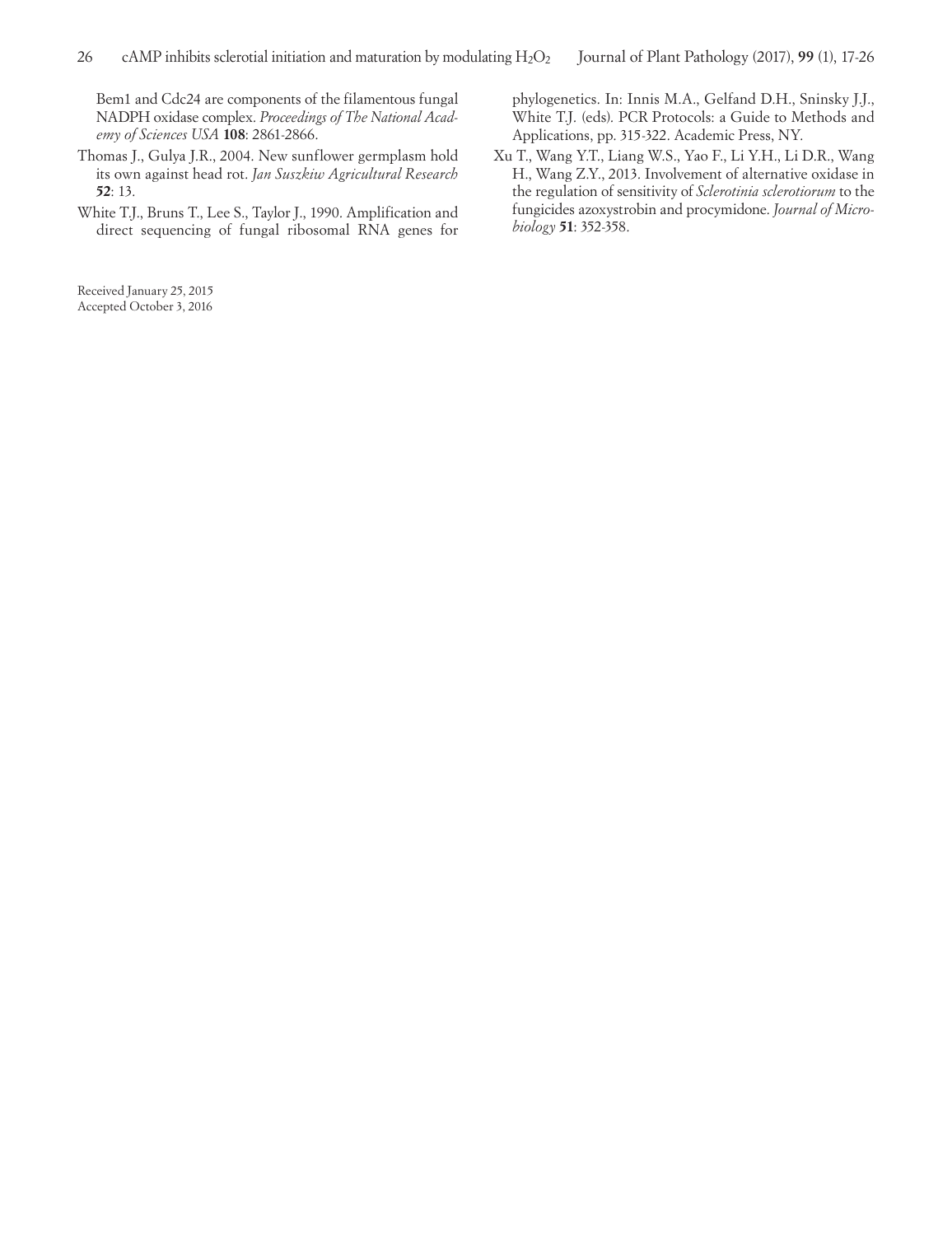Bem1 and Cdc24 are components of the filamentous fungal NADPH oxidase complex. *Proceedings of The National Academy of Sciences USA* **108**: 2861-2866.

Thomas J., Gulya J.R., 2004. New sunflower germplasm hold its own against head rot. *Jan Suszkiw Agricultural Research* **52**: 13.

White T.J., Bruns T., Lee S., Taylor J., 1990. Amplification and direct sequencing of fungal ribosomal RNA genes for phylogenetics. In: Innis M.A., Gelfand D.H., Sninsky J.J., White T.J. (eds). PCR Protocols: a Guide to Methods and Applications, pp. 315-322. Academic Press, NY.

Xu T., Wang Y.T., Liang W.S., Yao F., Li Y.H., Li D.R., Wang H., Wang Z.Y., 2013. Involvement of alternative oxidase in the regulation of sensitivity of *Sclerotinia sclerotiorum* to the fungicides azoxystrobin and procymidone. *Journal of Microbiology* **51**: 352-358.

Received January 25, 2015
Accepted October 3, 2016